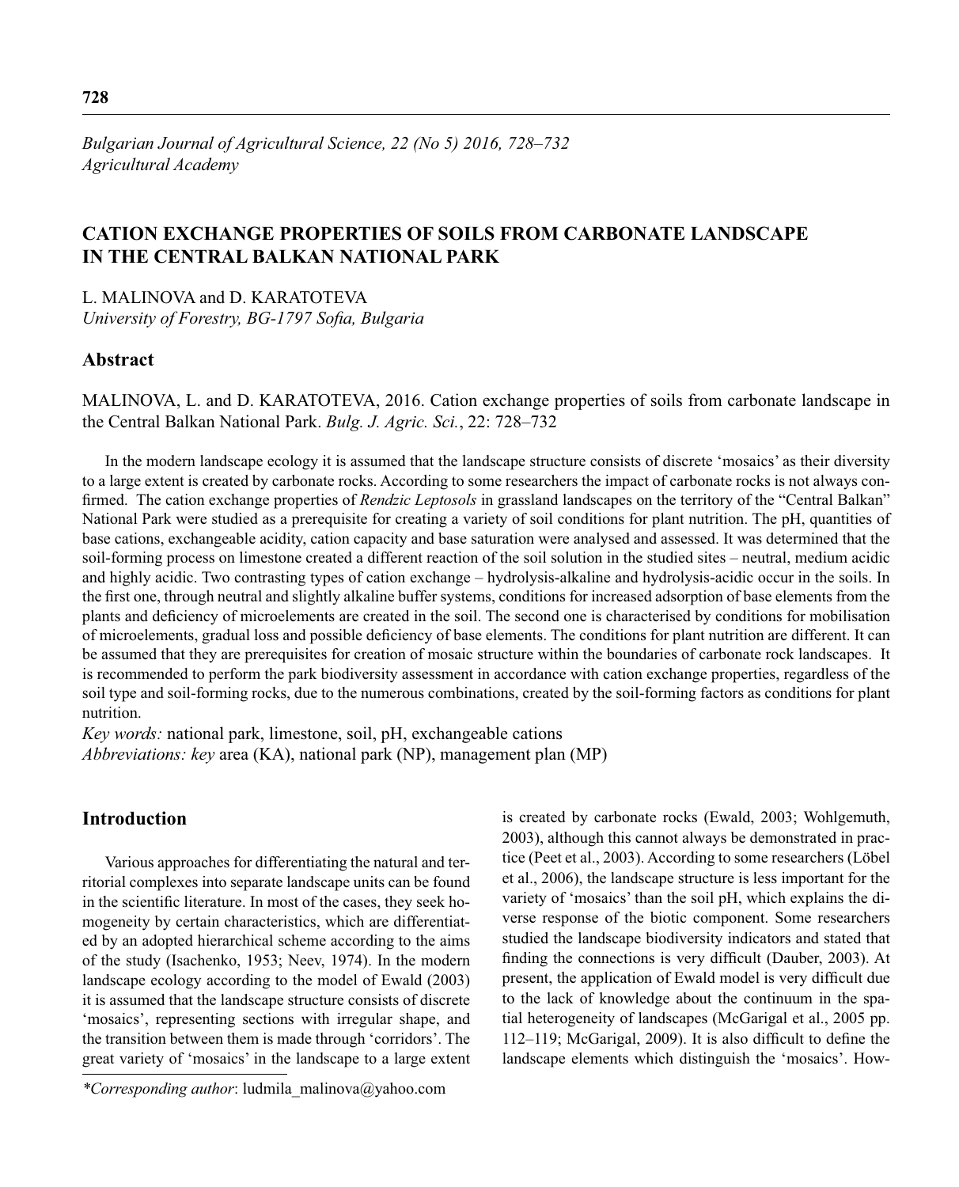# CATION EXCHANGE PROPERTIES OF SOILS FROM CARBONATE LANDSCAPE IN THE CENTRAL BALKAN NATIONAL PARK

L. MALINOVA and D. KARATOTEVA
*University of Forestry, BG-1797 Sofia, Bulgaria*

## Abstract

MALINOVA, L. and D. KARATOTEVA, 2016. Cation exchange properties of soils from carbonate landscape in the Central Balkan National Park. *Bulg. J. Agric. Sci.*, 22: 728–732

In the modern landscape ecology it is assumed that the landscape structure consists of discrete 'mosaics' as their diversity to a large extent is created by carbonate rocks. According to some researchers the impact of carbonate rocks is not always confirmed. The cation exchange properties of *Rendzic Leptosols* in grassland landscapes on the territory of the "Central Balkan" National Park were studied as a prerequisite for creating a variety of soil conditions for plant nutrition. The pH, quantities of base cations, exchangeable acidity, cation capacity and base saturation were analysed and assessed. It was determined that the soil-forming process on limestone created a different reaction of the soil solution in the studied sites – neutral, medium acidic and highly acidic. Two contrasting types of cation exchange – hydrolysis-alkaline and hydrolysis-acidic occur in the soils. In the first one, through neutral and slightly alkaline buffer systems, conditions for increased adsorption of base elements from the plants and deficiency of microelements are created in the soil. The second one is characterised by conditions for mobilisation of microelements, gradual loss and possible deficiency of base elements. The conditions for plant nutrition are different. It can be assumed that they are prerequisites for creation of mosaic structure within the boundaries of carbonate rock landscapes. It is recommended to perform the park biodiversity assessment in accordance with cation exchange properties, regardless of the soil type and soil-forming rocks, due to the numerous combinations, created by the soil-forming factors as conditions for plant nutrition.

*Key words:* national park, limestone, soil, pH, exchangeable cations
*Abbreviations: key* area (KA), national park (NP), management plan (MP)

## Introduction

Various approaches for differentiating the natural and territorial complexes into separate landscape units can be found in the scientific literature. In most of the cases, they seek homogeneity by certain characteristics, which are differentiated by an adopted hierarchical scheme according to the aims of the study (Isachenko, 1953; Neev, 1974). In the modern landscape ecology according to the model of Ewald (2003) it is assumed that the landscape structure consists of discrete 'mosaics', representing sections with irregular shape, and the transition between them is made through 'corridors'. The great variety of 'mosaics' in the landscape to a large extent is created by carbonate rocks (Ewald, 2003; Wohlgemuth, 2003), although this cannot always be demonstrated in practice (Peet et al., 2003). According to some researchers (Löbel et al., 2006), the landscape structure is less important for the variety of 'mosaics' than the soil pH, which explains the diverse response of the biotic component. Some researchers studied the landscape biodiversity indicators and stated that finding the connections is very difficult (Dauber, 2003). At present, the application of Ewald model is very difficult due to the lack of knowledge about the continuum in the spatial heterogeneity of landscapes (McGarigal et al., 2005 pp. 112–119; McGarigal, 2009). It is also difficult to define the landscape elements which distinguish the 'mosaics'. How-

*\*Corresponding author*: ludmila_malinova@yahoo.com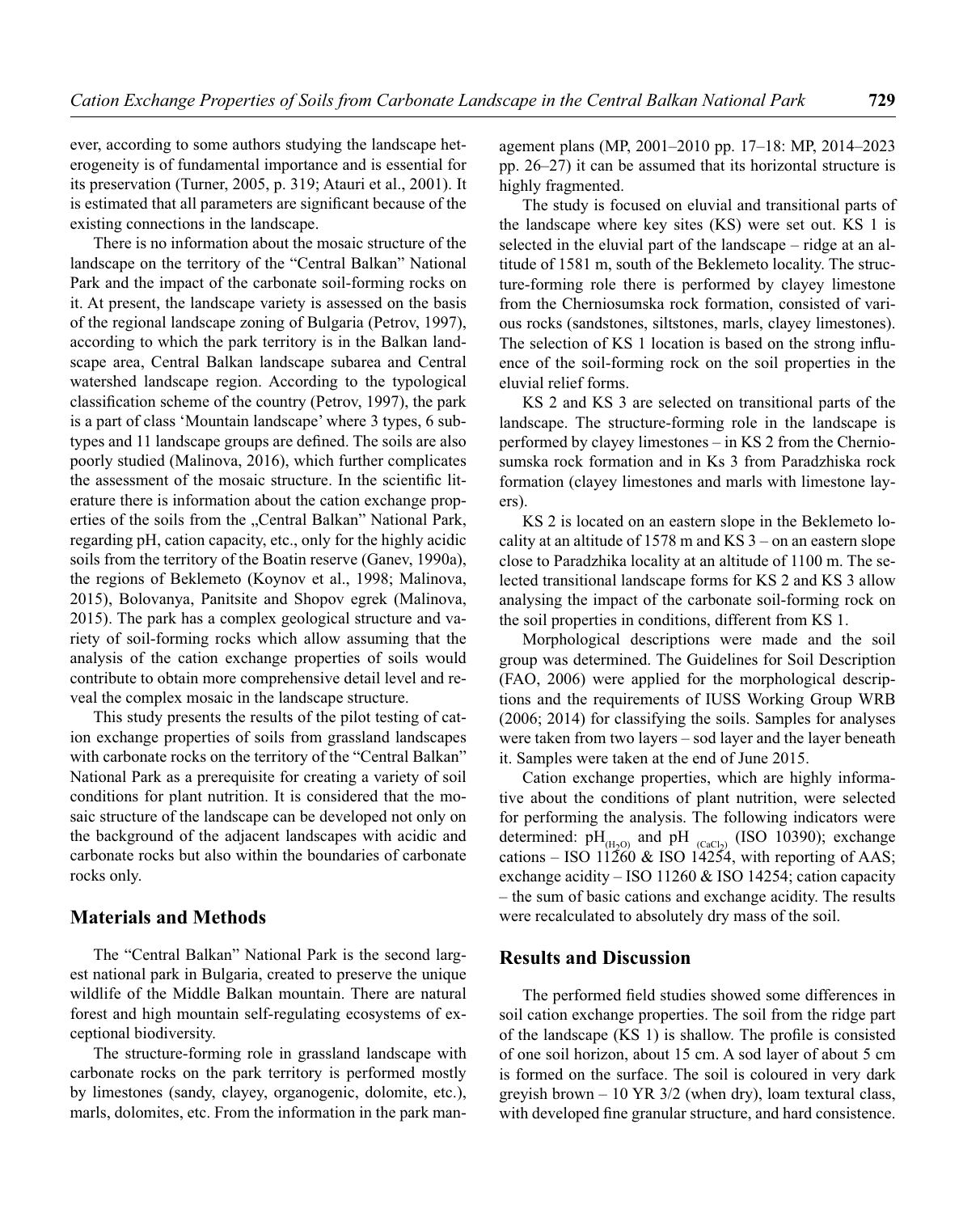ever, according to some authors studying the landscape heterogeneity is of fundamental importance and is essential for its preservation (Turner, 2005, p. 319; Atauri et al., 2001). It is estimated that all parameters are significant because of the existing connections in the landscape.

There is no information about the mosaic structure of the landscape on the territory of the "Central Balkan" National Park and the impact of the carbonate soil-forming rocks on it. At present, the landscape variety is assessed on the basis of the regional landscape zoning of Bulgaria (Petrov, 1997), according to which the park territory is in the Balkan landscape area, Central Balkan landscape subarea and Central watershed landscape region. According to the typological classification scheme of the country (Petrov, 1997), the park is a part of class 'Mountain landscape' where 3 types, 6 subtypes and 11 landscape groups are defined. The soils are also poorly studied (Malinova, 2016), which further complicates the assessment of the mosaic structure. In the scientific literature there is information about the cation exchange properties of the soils from the „Central Balkan" National Park, regarding pH, cation capacity, etc., only for the highly acidic soils from the territory of the Boatin reserve (Ganev, 1990a), the regions of Beklemeto (Koynov et al., 1998; Malinova, 2015), Bolovanya, Panitsite and Shopov egrek (Malinova, 2015). The park has a complex geological structure and variety of soil-forming rocks which allow assuming that the analysis of the cation exchange properties of soils would contribute to obtain more comprehensive detail level and reveal the complex mosaic in the landscape structure.

This study presents the results of the pilot testing of cation exchange properties of soils from grassland landscapes with carbonate rocks on the territory of the "Central Balkan" National Park as a prerequisite for creating a variety of soil conditions for plant nutrition. It is considered that the mosaic structure of the landscape can be developed not only on the background of the adjacent landscapes with acidic and carbonate rocks but also within the boundaries of carbonate rocks only.

## Materials and Methods

The "Central Balkan" National Park is the second largest national park in Bulgaria, created to preserve the unique wildlife of the Middle Balkan mountain. There are natural forest and high mountain self-regulating ecosystems of exceptional biodiversity.

The structure-forming role in grassland landscape with carbonate rocks on the park territory is performed mostly by limestones (sandy, clayey, organogenic, dolomite, etc.), marls, dolomites, etc. From the information in the park management plans (MP, 2001–2010 pp. 17–18: MP, 2014–2023 pp. 26–27) it can be assumed that its horizontal structure is highly fragmented.

The study is focused on eluvial and transitional parts of the landscape where key sites (KS) were set out. KS 1 is selected in the eluvial part of the landscape – ridge at an altitude of 1581 m, south of the Beklemeto locality. The structure-forming role there is performed by clayey limestone from the Cherniosumska rock formation, consisted of various rocks (sandstones, siltstones, marls, clayey limestones). The selection of KS 1 location is based on the strong influence of the soil-forming rock on the soil properties in the eluvial relief forms.

KS 2 and KS 3 are selected on transitional parts of the landscape. The structure-forming role in the landscape is performed by clayey limestones – in KS 2 from the Cherniosumska rock formation and in Ks 3 from Paradzhiska rock formation (clayey limestones and marls with limestone layers).

KS 2 is located on an eastern slope in the Beklemeto locality at an altitude of 1578 m and KS 3 – on an eastern slope close to Paradzhika locality at an altitude of 1100 m. The selected transitional landscape forms for KS 2 and KS 3 allow analysing the impact of the carbonate soil-forming rock on the soil properties in conditions, different from KS 1.

Morphological descriptions were made and the soil group was determined. The Guidelines for Soil Description (FAO, 2006) were applied for the morphological descriptions and the requirements of IUSS Working Group WRB (2006; 2014) for classifying the soils. Samples for analyses were taken from two layers – sod layer and the layer beneath it. Samples were taken at the end of June 2015.

Cation exchange properties, which are highly informative about the conditions of plant nutrition, were selected for performing the analysis. The following indicators were determined: $pH_{(H_2O)}$ and $pH_{(CaCl_2)}$ (ISO 10390); exchange cations – ISO 11260 & ISO 14254, with reporting of AAS; exchange acidity – ISO 11260 & ISO 14254; cation capacity – the sum of basic cations and exchange acidity. The results were recalculated to absolutely dry mass of the soil.

## Results and Discussion

The performed field studies showed some differences in soil cation exchange properties. The soil from the ridge part of the landscape (KS 1) is shallow. The profile is consisted of one soil horizon, about 15 cm. A sod layer of about 5 cm is formed on the surface. The soil is coloured in very dark greyish brown – 10 YR 3/2 (when dry), loam textural class, with developed fine granular structure, and hard consistence.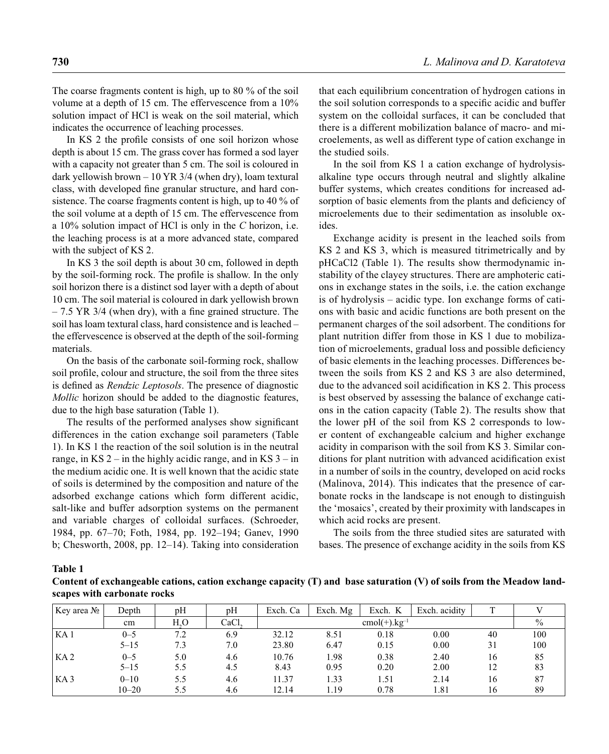The coarse fragments content is high, up to 80 % of the soil volume at a depth of 15 cm. The effervescence from a 10% solution impact of HCl is weak on the soil material, which indicates the occurrence of leaching processes.

In KS 2 the profile consists of one soil horizon whose depth is about 15 cm. The grass cover has formed a sod layer with a capacity not greater than 5 cm. The soil is coloured in dark yellowish brown – 10 YR 3/4 (when dry), loam textural class, with developed fine granular structure, and hard consistence. The coarse fragments content is high, up to 40 % of the soil volume at a depth of 15 cm. The effervescence from a 10% solution impact of HCl is only in the *C* horizon, i.e. the leaching process is at a more advanced state, compared with the subject of KS 2.

In KS 3 the soil depth is about 30 cm, followed in depth by the soil-forming rock. The profile is shallow. In the only soil horizon there is a distinct sod layer with a depth of about 10 cm. The soil material is coloured in dark yellowish brown – 7.5 YR 3/4 (when dry), with a fine grained structure. The soil has loam textural class, hard consistence and is leached – the effervescence is observed at the depth of the soil-forming materials.

On the basis of the carbonate soil-forming rock, shallow soil profile, colour and structure, the soil from the three sites is defined as *Rendzic Leptosols*. The presence of diagnostic *Mollic* horizon should be added to the diagnostic features, due to the high base saturation (Table 1).

The results of the performed analyses show significant differences in the cation exchange soil parameters (Table 1). In KS 1 the reaction of the soil solution is in the neutral range, in KS 2 – in the highly acidic range, and in KS 3 – in the medium acidic one. It is well known that the acidic state of soils is determined by the composition and nature of the adsorbed exchange cations which form different acidic, salt-like and buffer adsorption systems on the permanent and variable charges of colloidal surfaces. (Schroeder, 1984, pp. 67–70; Foth, 1984, pp. 192–194; Ganev, 1990 b; Chesworth, 2008, pp. 12–14). Taking into consideration that each equilibrium concentration of hydrogen cations in the soil solution corresponds to a specific acidic and buffer system on the colloidal surfaces, it can be concluded that there is a different mobilization balance of macro- and microelements, as well as different type of cation exchange in the studied soils.

In the soil from KS 1 a cation exchange of hydrolysis-alkaline type occurs through neutral and slightly alkaline buffer systems, which creates conditions for increased adsorption of basic elements from the plants and deficiency of microelements due to their sedimentation as insoluble oxides.

Exchange acidity is present in the leached soils from KS 2 and KS 3, which is measured titrimetrically and by pHCaCl2 (Table 1). The results show thermodynamic instability of the clayey structures. There are amphoteric cations in exchange states in the soils, i.e. the cation exchange is of hydrolysis – acidic type. Ion exchange forms of cations with basic and acidic functions are both present on the permanent charges of the soil adsorbent. The conditions for plant nutrition differ from those in KS 1 due to mobilization of microelements, gradual loss and possible deficiency of basic elements in the leaching processes. Differences between the soils from KS 2 and KS 3 are also determined, due to the advanced soil acidification in KS 2. This process is best observed by assessing the balance of exchange cations in the cation capacity (Table 2). The results show that the lower pH of the soil from KS 2 corresponds to lower content of exchangeable calcium and higher exchange acidity in comparison with the soil from KS 3. Similar conditions for plant nutrition with advanced acidification exist in a number of soils in the country, developed on acid rocks (Malinova, 2014). This indicates that the presence of carbonate rocks in the landscape is not enough to distinguish the 'mosaics', created by their proximity with landscapes in which acid rocks are present.

The soils from the three studied sites are saturated with bases. The presence of exchange acidity in the soils from KS

**Table 1**

**Content of exchangeable cations, cation exchange capacity (T) and base saturation (V) of soils from the Meadow landscapes with carbonate rocks**

| Key area № | Depth | pH | pH | Exch. Ca | Exch. Mg | Exch. K | Exch. acidity | T | V |
|---|---|---|---|---|---|---|---|---|---|
| | cm | $H_2O$ | $CaCl_2$ | $cmol(+).kg^{-1}$ | | | | | % |
| KA 1 | 0–5 | 7.2 | 6.9 | 32.12 | 8.51 | 0.18 | 0.00 | 40 | 100 |
| | 5–15 | 7.3 | 7.0 | 23.80 | 6.47 | 0.15 | 0.00 | 31 | 100 |
| KA 2 | 0–5 | 5.0 | 4.6 | 10.76 | 1.98 | 0.38 | 2.40 | 16 | 85 |
| | 5–15 | 5.5 | 4.5 | 8.43 | 0.95 | 0.20 | 2.00 | 12 | 83 |
| KA 3 | 0–10 | 5.5 | 4.6 | 11.37 | 1.33 | 1.51 | 2.14 | 16 | 87 |
| | 10–20 | 5.5 | 4.6 | 12.14 | 1.19 | 0.78 | 1.81 | 16 | 89 |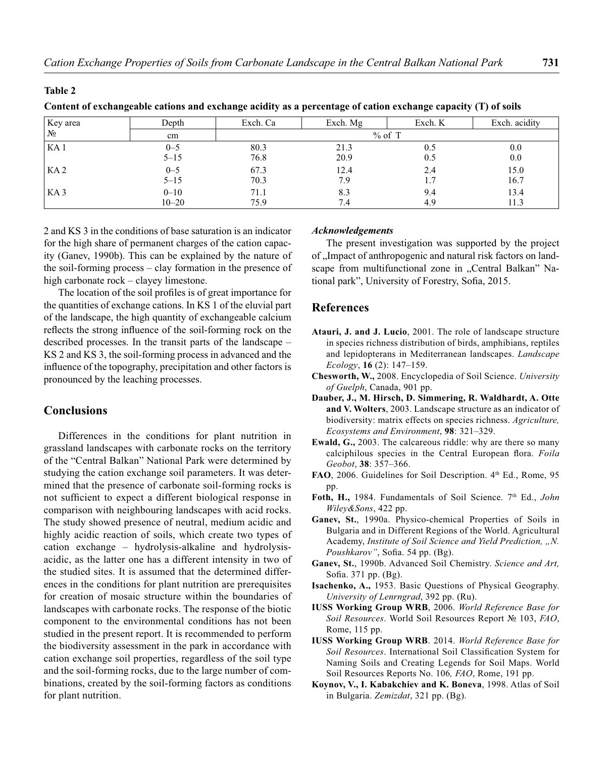**Table 2**

**Content of exchangeable cations and exchange acidity as a percentage of cation exchange capacity (T) of soils**

| Key area | Depth | Exch. Ca | Exch. Mg | Exch. K | Exch. acidity |
|---|---|---|---|---|---|
| № | cm | % of T | | | |
| KA 1 | 0–5 | 80.3 | 21.3 | 0.5 | 0.0 |
| | 5–15 | 76.8 | 20.9 | 0.5 | 0.0 |
| KA 2 | 0–5 | 67.3 | 12.4 | 2.4 | 15.0 |
| | 5–15 | 70.3 | 7.9 | 1.7 | 16.7 |
| KA 3 | 0–10 | 71.1 | 8.3 | 9.4 | 13.4 |
| | 10–20 | 75.9 | 7.4 | 4.9 | 11.3 |

2 and KS 3 in the conditions of base saturation is an indicator for the high share of permanent charges of the cation capacity (Ganev, 1990b). This can be explained by the nature of the soil-forming process – clay formation in the presence of high carbonate rock – clayey limestone.

The location of the soil profiles is of great importance for the quantities of exchange cations. In KS 1 of the eluvial part of the landscape, the high quantity of exchangeable calcium reflects the strong influence of the soil-forming rock on the described processes. In the transit parts of the landscape – KS 2 and KS 3, the soil-forming process in advanced and the influence of the topography, precipitation and other factors is pronounced by the leaching processes.

## Conclusions

Differences in the conditions for plant nutrition in grassland landscapes with carbonate rocks on the territory of the "Central Balkan" National Park were determined by studying the cation exchange soil parameters. It was determined that the presence of carbonate soil-forming rocks is not sufficient to expect a different biological response in comparison with neighbouring landscapes with acid rocks. The study showed presence of neutral, medium acidic and highly acidic reaction of soils, which create two types of cation exchange – hydrolysis-alkaline and hydrolysis-acidic, as the latter one has a different intensity in two of the studied sites. It is assumed that the determined differences in the conditions for plant nutrition are prerequisites for creation of mosaic structure within the boundaries of landscapes with carbonate rocks. The response of the biotic component to the environmental conditions has not been studied in the present report. It is recommended to perform the biodiversity assessment in the park in accordance with cation exchange soil properties, regardless of the soil type and the soil-forming rocks, due to the large number of combinations, created by the soil-forming factors as conditions for plant nutrition.

### *Acknowledgements*

The present investigation was supported by the project of „Impact of anthropogenic and natural risk factors on landscape from multifunctional zone in „Central Balkan" National park", University of Forestry, Sofia, 2015.

## References

**Atauri, J. and J. Lucio**, 2001. The role of landscape structure in species richness distribution of birds, amphibians, reptiles and lepidopterans in Mediterranean landscapes. *Landscape Ecology*, **16** (2): 147–159.

**Chesworth, W.,** 2008. Encyclopedia of Soil Science. *University of Guelph*, Canada, 901 pp.

**Dauber, J., M. Hirsch, D. Simmering, R. Waldhardt, A. Otte and V. Wolters**, 2003. Landscape structure as an indicator of biodiversity: matrix effects on species richness. *Agriculture, Ecosystems and Environment*, **98**: 321–329.

**Ewald, G.,** 2003. The calcareous riddle: why are there so many calciphilous species in the Central European flora. *Foila Geobot*, **38**: 357–366.

**FAO**, 2006. Guidelines for Soil Description. 4th Ed., Rome, 95 pp.

**Foth, H.,** 1984. Fundamentals of Soil Science. 7th Ed., *John Wiley&Sons*, 422 pp.

**Ganev, St.**, 1990a. Physico-chemical Properties of Soils in Bulgaria and in Different Regions of the World. Agricultural Academy, *Institute of Soil Science and Yield Prediction, „N. Poushkarov"*, Sofia. 54 pp. (Bg).

**Ganev, St.**, 1990b. Advanced Soil Chemistry. *Science and Art,* Sofia. 371 pp. (Bg).

**Isachenko, A.,** 1953. Basic Questions of Physical Geography. *University of Lenrngrad*, 392 pp. (Ru).

**IUSS Working Group WRB**, 2006. *World Reference Base for Soil Resources*. World Soil Resources Report № 103, *FAO*, Rome, 115 pp.

**IUSS Working Group WRB**. 2014. *World Reference Base for Soil Resources*. International Soil Classification System for Naming Soils and Creating Legends for Soil Maps. World Soil Resources Reports No. 106*, FAO*, Rome, 191 pp.

**Koynov, V., I. Kabakchiev and K. Boneva**, 1998. Atlas of Soil in Bulgaria. *Zemizdat*, 321 pp. (Bg).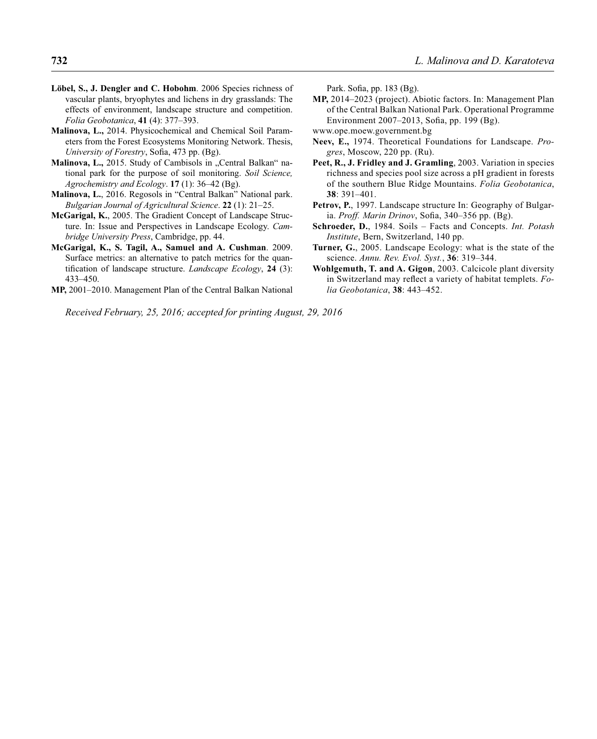**Löbel, S., J. Dengler and C. Hobohm**. 2006 Species richness of vascular plants, bryophytes and lichens in dry grasslands: The effects of environment, landscape structure and competition. *Folia Geobotanica*, **41** (4): 377–393.

**Malinova, L.,** 2014. Physicochemical and Chemical Soil Parameters from the Forest Ecosystems Monitoring Network. Thesis, *University of Forestry*, Sofia, 473 pp. (Bg).

**Malinova, L.,** 2015. Study of Cambisols in „Central Balkan“ national park for the purpose of soil monitoring. *Soil Science, Agrochemistry and Ecology*. **17** (1): 36–42 (Bg).

**Malinova, L.**, 2016. Regosols in "Central Balkan" National park. *Bulgarian Journal of Agricultural Science*. **22** (1): 21–25.

**McGarigal, K.**, 2005. The Gradient Concept of Landscape Structure. In: Issue and Perspectives in Landscape Ecology. *Cambridge University Press*, Cambridge, pp. 44.

**McGarigal, K., S. Tagil, A., Samuel and A. Cushman**. 2009. Surface metrics: an alternative to patch metrics for the quantification of landscape structure. *Landscape Ecology*, **24** (3): 433–450.

**MP,** 2001–2010. Management Plan of the Central Balkan National Park. Sofia, pp. 183 (Bg).

**MP,** 2014–2023 (project). Abiotic factors. In: Management Plan of the Central Balkan National Park. Operational Programme Environment 2007–2013, Sofia, pp. 199 (Bg).

www.ope.moew.government.bg

**Neev, E.,** 1974. Theoretical Foundations for Landscape. *Progres*, Moscow, 220 pp. (Ru).

**Peet, R., J. Fridley and J. Gramling**, 2003. Variation in species richness and species pool size across a pH gradient in forests of the southern Blue Ridge Mountains. *Folia Geobotanica*, **38**: 391–401.

**Petrov, P.**, 1997. Landscape structure In: Geography of Bulgaria. *Proff. Marin Drinov*, Sofia, 340–356 pp. (Bg).

**Schroeder, D.**, 1984. Soils – Facts and Concepts. *Int. Potash Institute*, Bern, Switzerland, 140 pp.

**Turner, G.**, 2005. Landscape Ecology: what is the state of the science. *Annu. Rev. Evol. Syst.*, **36**: 319–344.

**Wohlgemuth, T. and A. Gigon**, 2003. Calcicole plant diversity in Switzerland may reflect a variety of habitat templets. *Folia Geobotanica*, **38**: 443–452.

*Received February, 25, 2016; accepted for printing August, 29, 2016*